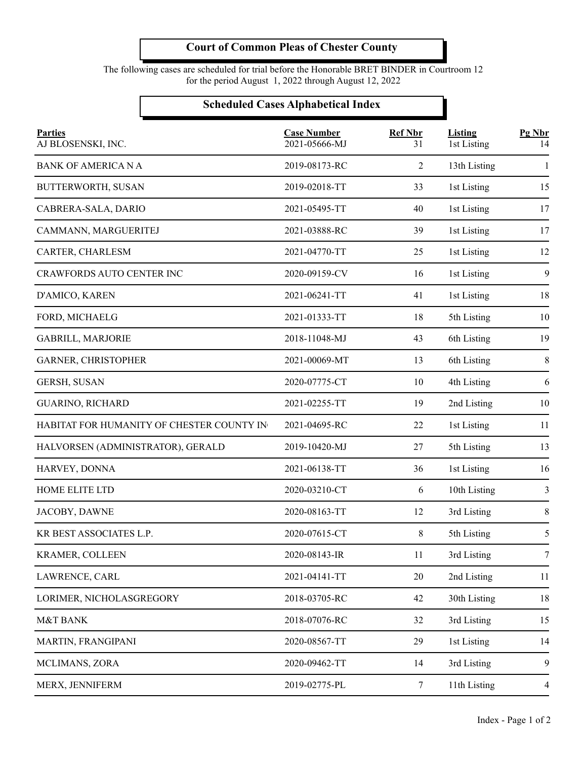# Court of Common Pleas of Chester County

The following cases are scheduled for trial before the Honorable BRET BINDER in Courtroom 12
for the period August 1, 2022 through August 12, 2022

## Scheduled Cases Alphabetical Index

| Parties | Case Number | Ref Nbr | Listing | Pg Nbr |
|---|---|---|---|---|
| AJ BLOSENSKI, INC. | 2021-05666-MJ | 31 | 1st Listing | 14 |
| BANK OF AMERICA N A | 2019-08173-RC | 2 | 13th Listing | 1 |
| BUTTERWORTH, SUSAN | 2019-02018-TT | 33 | 1st Listing | 15 |
| CABRERA-SALA, DARIO | 2021-05495-TT | 40 | 1st Listing | 17 |
| CAMMANN, MARGUERITEJ | 2021-03888-RC | 39 | 1st Listing | 17 |
| CARTER, CHARLESM | 2021-04770-TT | 25 | 1st Listing | 12 |
| CRAWFORDS AUTO CENTER INC | 2020-09159-CV | 16 | 1st Listing | 9 |
| D'AMICO, KAREN | 2021-06241-TT | 41 | 1st Listing | 18 |
| FORD, MICHAELG | 2021-01333-TT | 18 | 5th Listing | 10 |
| GABRILL, MARJORIE | 2018-11048-MJ | 43 | 6th Listing | 19 |
| GARNER, CHRISTOPHER | 2021-00069-MT | 13 | 6th Listing | 8 |
| GERSH, SUSAN | 2020-07775-CT | 10 | 4th Listing | 6 |
| GUARINO, RICHARD | 2021-02255-TT | 19 | 2nd Listing | 10 |
| HABITAT FOR HUMANITY OF CHESTER COUNTY IN | 2021-04695-RC | 22 | 1st Listing | 11 |
| HALVORSEN (ADMINISTRATOR), GERALD | 2019-10420-MJ | 27 | 5th Listing | 13 |
| HARVEY, DONNA | 2021-06138-TT | 36 | 1st Listing | 16 |
| HOME ELITE LTD | 2020-03210-CT | 6 | 10th Listing | 3 |
| JACOBY, DAWNE | 2020-08163-TT | 12 | 3rd Listing | 8 |
| KR BEST ASSOCIATES L.P. | 2020-07615-CT | 8 | 5th Listing | 5 |
| KRAMER, COLLEEN | 2020-08143-IR | 11 | 3rd Listing | 7 |
| LAWRENCE, CARL | 2021-04141-TT | 20 | 2nd Listing | 11 |
| LORIMER, NICHOLASGREGORY | 2018-03705-RC | 42 | 30th Listing | 18 |
| M&T BANK | 2018-07076-RC | 32 | 3rd Listing | 15 |
| MARTIN, FRANGIPANI | 2020-08567-TT | 29 | 1st Listing | 14 |
| MCLIMANS, ZORA | 2020-09462-TT | 14 | 3rd Listing | 9 |
| MERX, JENNIFERM | 2019-02775-PL | 7 | 11th Listing | 4 |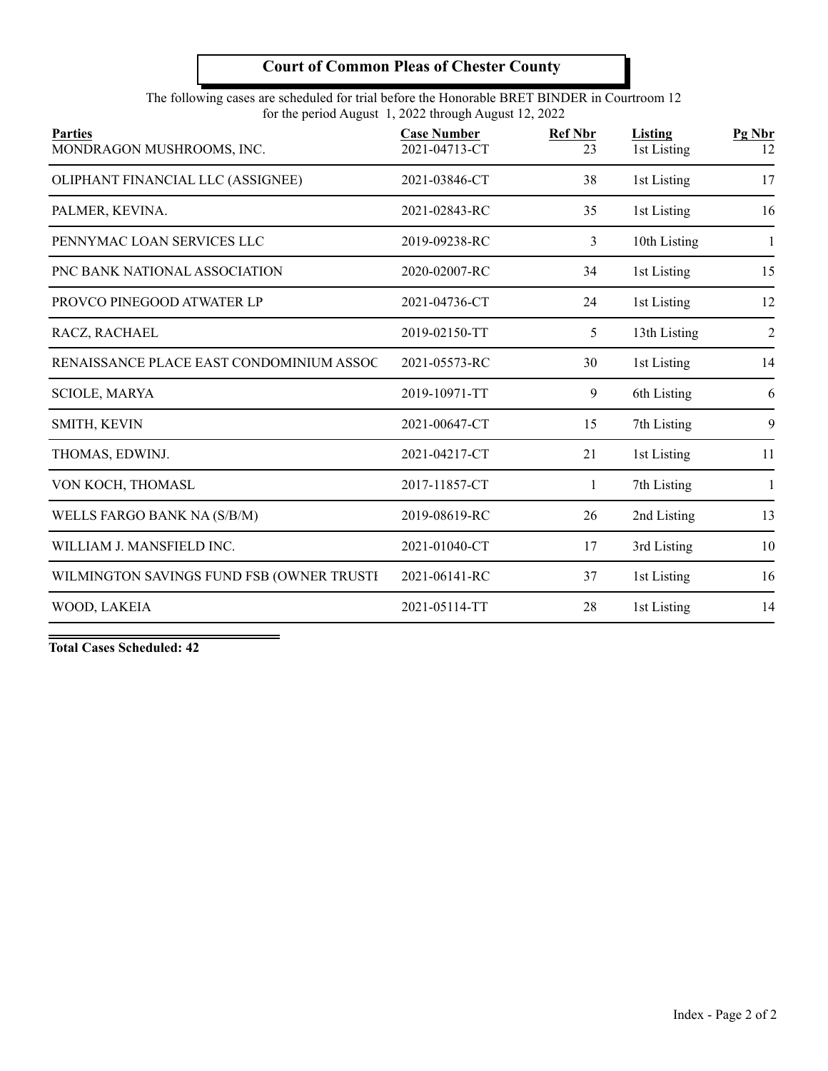# Court of Common Pleas of Chester County

The following cases are scheduled for trial before the Honorable BRET BINDER in Courtroom 12
for the period August 1, 2022 through August 12, 2022

| Parties | Case Number | Ref Nbr | Listing | Pg Nbr |
|---|---|---|---|---|
| MONDRAGON MUSHROOMS, INC. | 2021-04713-CT | 23 | 1st Listing | 12 |
| OLIPHANT FINANCIAL LLC (ASSIGNEE) | 2021-03846-CT | 38 | 1st Listing | 17 |
| PALMER, KEVINA. | 2021-02843-RC | 35 | 1st Listing | 16 |
| PENNYMAC LOAN SERVICES LLC | 2019-09238-RC | 3 | 10th Listing | 1 |
| PNC BANK NATIONAL ASSOCIATION | 2020-02007-RC | 34 | 1st Listing | 15 |
| PROVCO PINEGOOD ATWATER LP | 2021-04736-CT | 24 | 1st Listing | 12 |
| RACZ, RACHAEL | 2019-02150-TT | 5 | 13th Listing | 2 |
| RENAISSANCE PLACE EAST CONDOMINIUM ASSOC | 2021-05573-RC | 30 | 1st Listing | 14 |
| SCIOLE, MARYA | 2019-10971-TT | 9 | 6th Listing | 6 |
| SMITH, KEVIN | 2021-00647-CT | 15 | 7th Listing | 9 |
| THOMAS, EDWINJ. | 2021-04217-CT | 21 | 1st Listing | 11 |
| VON KOCH, THOMASL | 2017-11857-CT | 1 | 7th Listing | 1 |
| WELLS FARGO BANK NA (S/B/M) | 2019-08619-RC | 26 | 2nd Listing | 13 |
| WILLIAM J. MANSFIELD INC. | 2021-01040-CT | 17 | 3rd Listing | 10 |
| WILMINGTON SAVINGS FUND FSB (OWNER TRUSTI | 2021-06141-RC | 37 | 1st Listing | 16 |
| WOOD, LAKEIA | 2021-05114-TT | 28 | 1st Listing | 14 |

**Total Cases Scheduled: 42**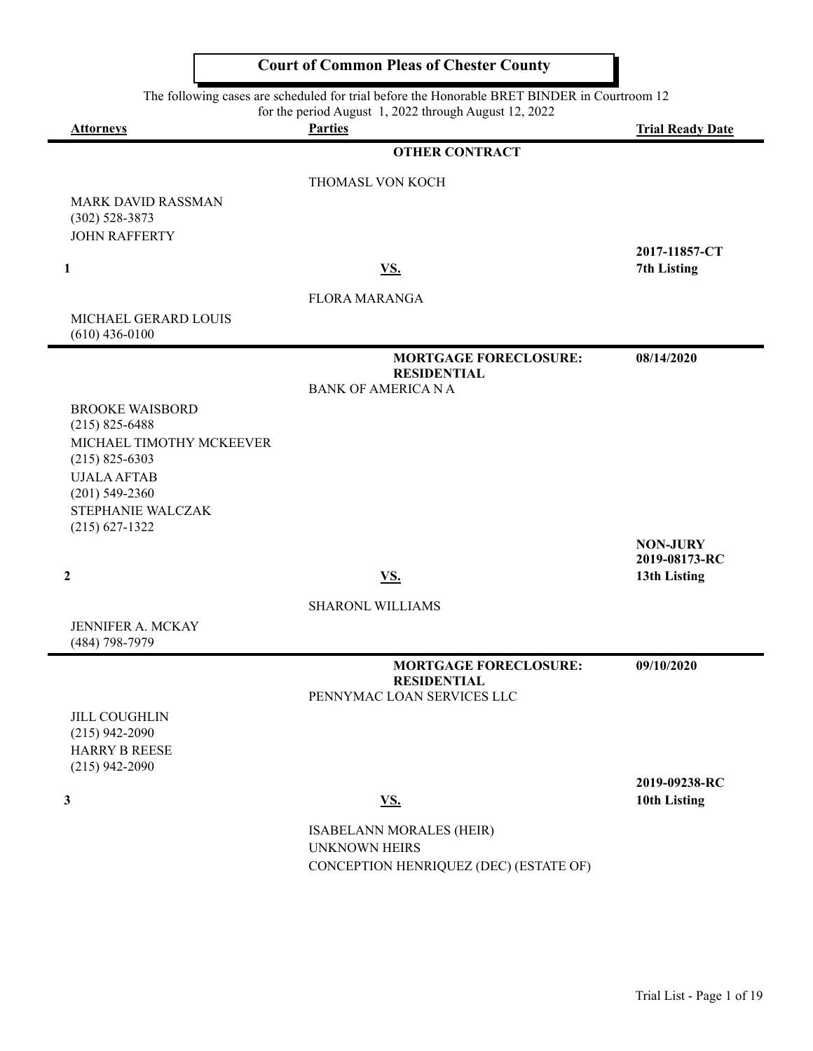# Court of Common Pleas of Chester County

The following cases are scheduled for trial before the Honorable BRET BINDER in Courtroom 12 for the period August 1, 2022 through August 12, 2022

| Attorneys | Parties | Trial Ready Date |
|---|---|---|
| | **OTHER CONTRACT** | |
| | THOMASL VON KOCH | |
| MARK DAVID RASSMAN<br>(302) 528-3873<br>JOHN RAFFERTY | | |
| **1** | **VS.** | **2017-11857-CT**<br>**7th Listing** |
| | FLORA MARANGA | |
| MICHAEL GERARD LOUIS<br>(610) 436-0100 | | |
| | **MORTGAGE FORECLOSURE: RESIDENTIAL** | **08/14/2020** |
| | BANK OF AMERICA N A | |
| BROOKE WAISBORD<br>(215) 825-6488<br>MICHAEL TIMOTHY MCKEEVER<br>(215) 825-6303<br>UJALA AFTAB<br>(201) 549-2360<br>STEPHANIE WALCZAK<br>(215) 627-1322 | | |
| **2** | **VS.** | **NON-JURY**<br>**2019-08173-RC**<br>**13th Listing** |
| | SHARONL WILLIAMS | |
| JENNIFER A. MCKAY<br>(484) 798-7979 | | |
| | **MORTGAGE FORECLOSURE: RESIDENTIAL** | **09/10/2020** |
| | PENNYMAC LOAN SERVICES LLC | |
| JILL COUGHLIN<br>(215) 942-2090<br>HARRY B REESE<br>(215) 942-2090 | | |
| **3** | **VS.** | **2019-09238-RC**<br>**10th Listing** |
| | ISABELANN MORALES (HEIR)<br>UNKNOWN HEIRS<br>CONCEPTION HENRIQUEZ (DEC) (ESTATE OF) | |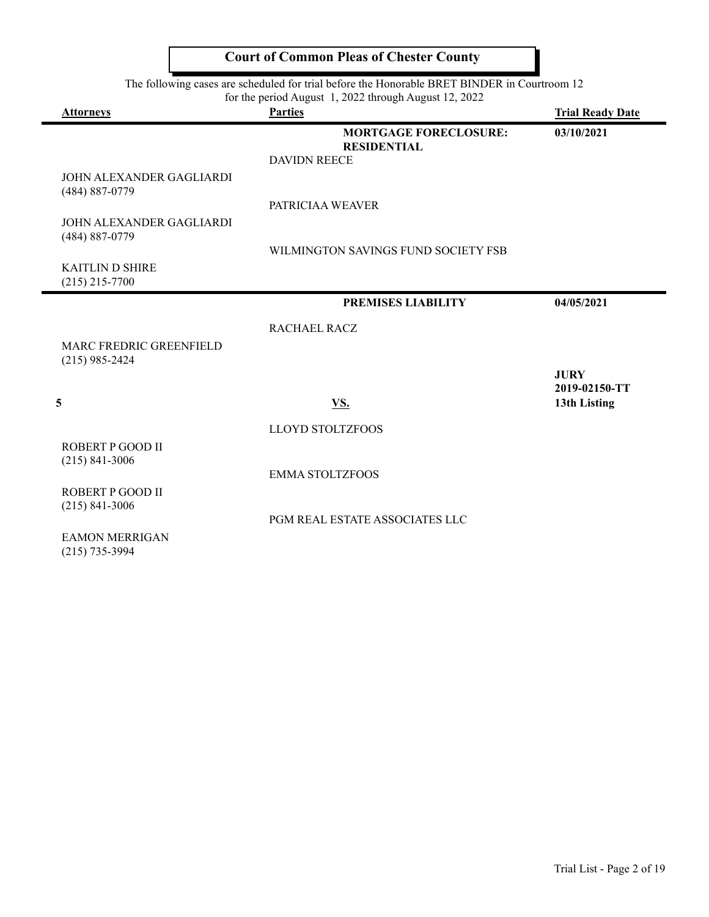# Court of Common Pleas of Chester County

The following cases are scheduled for trial before the Honorable BRET BINDER in Courtroom 12 for the period August 1, 2022 through August 12, 2022

| Attorneys | Parties | Trial Ready Date |
|---|---|---|
| | **MORTGAGE FORECLOSURE: RESIDENTIAL** | **03/10/2021** |
| | DAVIDN REECE | |
| JOHN ALEXANDER GAGLIARDI (484) 887-0779 | | |
| | PATRICIAA WEAVER | |
| JOHN ALEXANDER GAGLIARDI (484) 887-0779 | | |
| | WILMINGTON SAVINGS FUND SOCIETY FSB | |
| KAITLIN D SHIRE (215) 215-7700 | | |
| | **PREMISES LIABILITY** | **04/05/2021** |
| | RACHAEL RACZ | |
| MARC FREDRIC GREENFIELD (215) 985-2424 | | |
| | | **JURY** |
| | | **2019-02150-TT** |
| **5** | **VS.** | **13th Listing** |
| | LLOYD STOLTZFOOS | |
| ROBERT P GOOD II (215) 841-3006 | | |
| | EMMA STOLTZFOOS | |
| ROBERT P GOOD II (215) 841-3006 | | |
| | PGM REAL ESTATE ASSOCIATES LLC | |
| EAMON MERRIGAN (215) 735-3994 | | |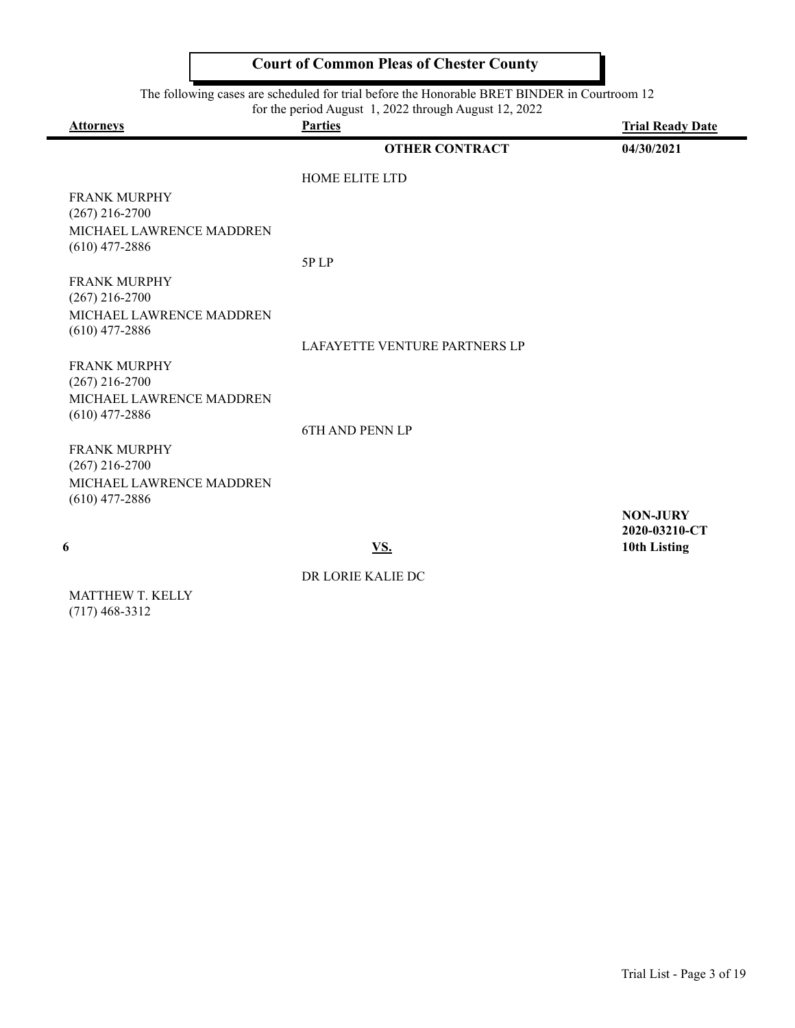# Court of Common Pleas of Chester County

The following cases are scheduled for trial before the Honorable BRET BINDER in Courtroom 12 for the period August 1, 2022 through August 12, 2022

| Attorneys | Parties | Trial Ready Date |
| --- | --- | --- |
| | **OTHER CONTRACT** | **04/30/2021** |
| | HOME ELITE LTD | |
| FRANK MURPHY<br>(267) 216-2700<br>MICHAEL LAWRENCE MADDREN<br>(610) 477-2886 | | |
| | 5P LP | |
| FRANK MURPHY<br>(267) 216-2700<br>MICHAEL LAWRENCE MADDREN<br>(610) 477-2886 | | |
| | LAFAYETTE VENTURE PARTNERS LP | |
| FRANK MURPHY<br>(267) 216-2700<br>MICHAEL LAWRENCE MADDREN<br>(610) 477-2886 | | |
| | 6TH AND PENN LP | |
| FRANK MURPHY<br>(267) 216-2700<br>MICHAEL LAWRENCE MADDREN<br>(610) 477-2886 | | |
| | | **NON-JURY**<br>**2020-03210-CT** |
| **6** | **VS.** | **10th Listing** |
| | DR LORIE KALIE DC | |
| MATTHEW T. KELLY<br>(717) 468-3312 | | |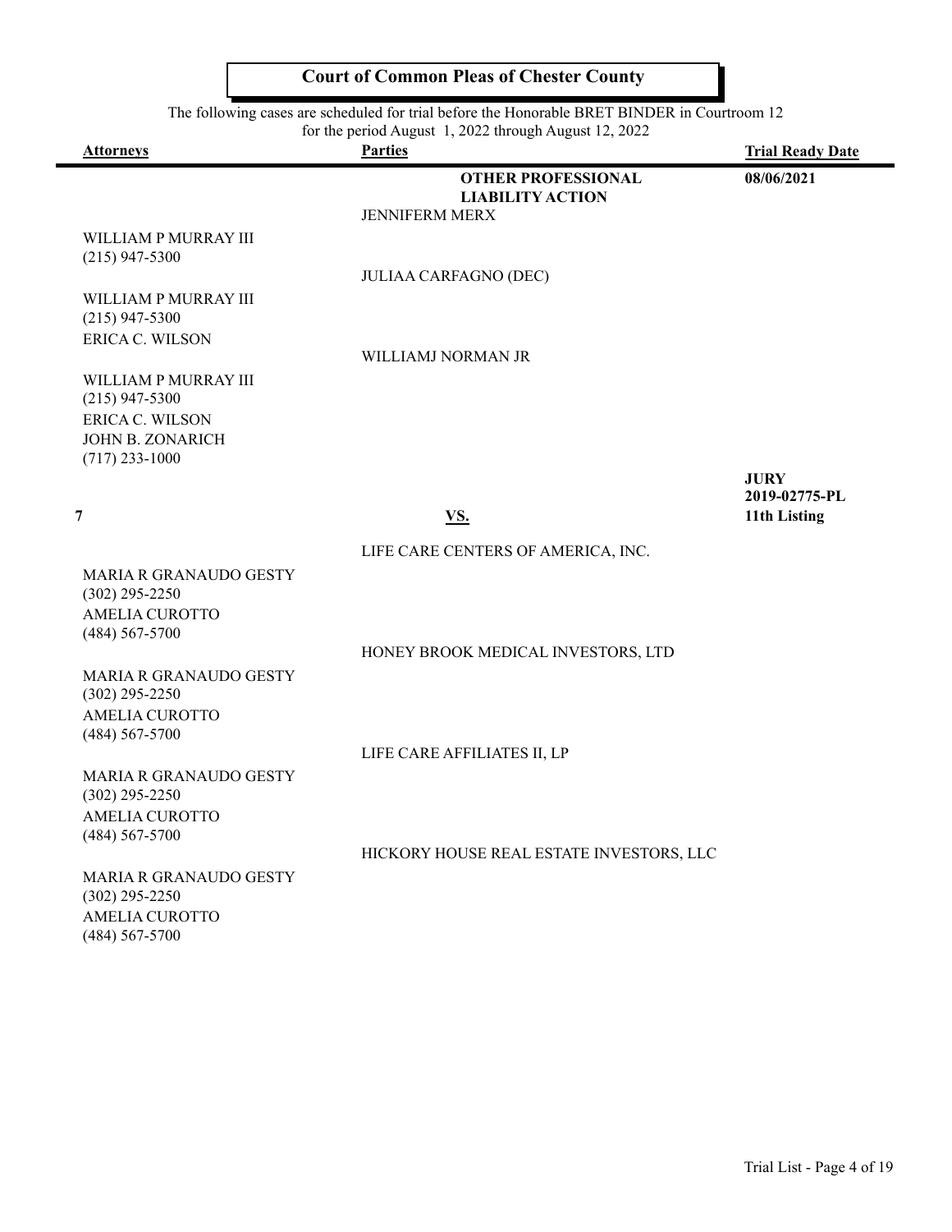# Court of Common Pleas of Chester County

The following cases are scheduled for trial before the Honorable BRET BINDER in Courtroom 12
for the period August 1, 2022 through August 12, 2022

| Attorneys | Parties | Trial Ready Date |
|---|---|---|
| | **OTHER PROFESSIONAL LIABILITY ACTION** | **08/06/2021** |
| | JENNIFERM MERX | |
| WILLIAM P MURRAY III<br>(215) 947-5300 | | |
| | JULIAA CARFAGNO (DEC) | |
| WILLIAM P MURRAY III<br>(215) 947-5300<br>ERICA C. WILSON | | |
| | WILLIAMJ NORMAN JR | |
| WILLIAM P MURRAY III<br>(215) 947-5300<br>ERICA C. WILSON<br>JOHN B. ZONARICH<br>(717) 233-1000 | | |
| **7** | **VS.** | **JURY**<br>**2019-02775-PL**<br>**11th Listing** |
| | LIFE CARE CENTERS OF AMERICA, INC. | |
| MARIA R GRANAUDO GESTY<br>(302) 295-2250<br>AMELIA CUROTTO<br>(484) 567-5700 | | |
| | HONEY BROOK MEDICAL INVESTORS, LTD | |
| MARIA R GRANAUDO GESTY<br>(302) 295-2250<br>AMELIA CUROTTO<br>(484) 567-5700 | | |
| | LIFE CARE AFFILIATES II, LP | |
| MARIA R GRANAUDO GESTY<br>(302) 295-2250<br>AMELIA CUROTTO<br>(484) 567-5700 | | |
| | HICKORY HOUSE REAL ESTATE INVESTORS, LLC | |
| MARIA R GRANAUDO GESTY<br>(302) 295-2250<br>AMELIA CUROTTO<br>(484) 567-5700 | | |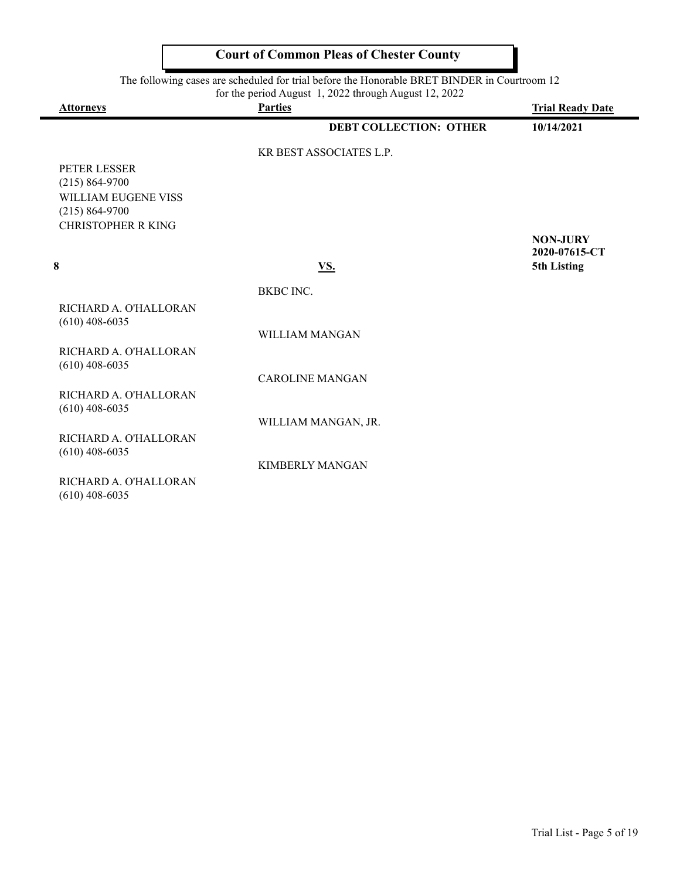# Court of Common Pleas of Chester County

The following cases are scheduled for trial before the Honorable BRET BINDER in Courtroom 12 for the period August 1, 2022 through August 12, 2022

| Attorneys | Parties | Trial Ready Date |
|---|---|---|
| | **DEBT COLLECTION: OTHER** | **10/14/2021** |
| | KR BEST ASSOCIATES L.P. | |
| PETER LESSER<br>(215) 864-9700<br>WILLIAM EUGENE VISS<br>(215) 864-9700<br>CHRISTOPHER R KING | | |
| **8** | **VS.** | **NON-JURY**<br>**2020-07615-CT**<br>**5th Listing** |
| | BKBC INC. | |
| RICHARD A. O'HALLORAN<br>(610) 408-6035 | | |
| | WILLIAM MANGAN | |
| RICHARD A. O'HALLORAN<br>(610) 408-6035 | | |
| | CAROLINE MANGAN | |
| RICHARD A. O'HALLORAN<br>(610) 408-6035 | | |
| | WILLIAM MANGAN, JR. | |
| RICHARD A. O'HALLORAN<br>(610) 408-6035 | | |
| | KIMBERLY MANGAN | |
| RICHARD A. O'HALLORAN<br>(610) 408-6035 | | |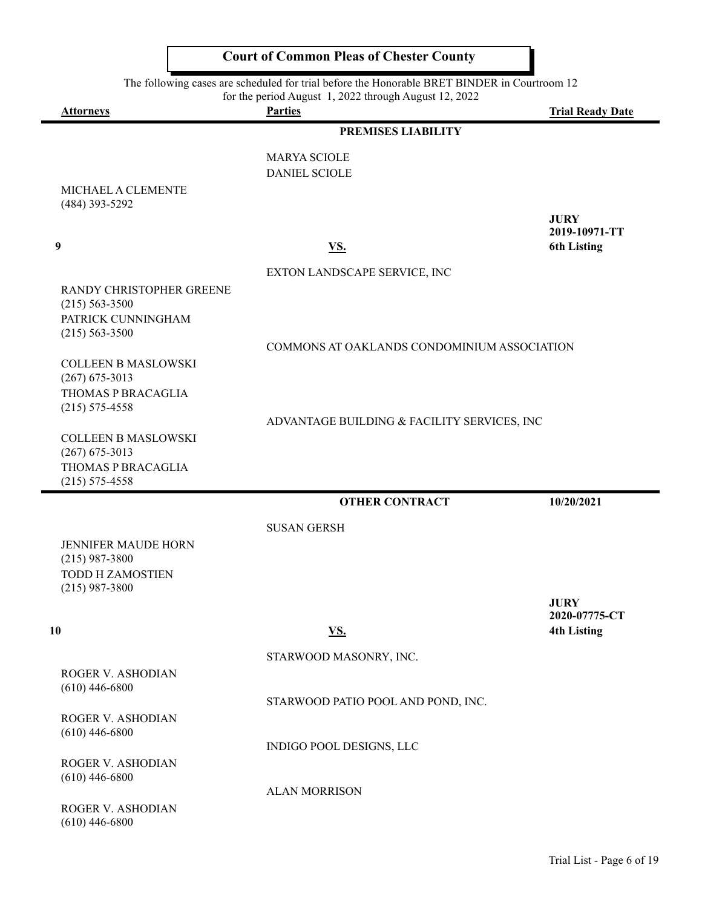# Court of Common Pleas of Chester County

The following cases are scheduled for trial before the Honorable BRET BINDER in Courtroom 12 for the period August 1, 2022 through August 12, 2022

| Attorneys | Parties | Trial Ready Date |
|---|---|---|

## PREMISES LIABILITY

**9**

| Attorneys | Parties | Trial Ready Date |
|---|---|---|
| | MARYA SCIOLE | |
| | DANIEL SCIOLE | |
| MICHAEL A CLEMENTE (484) 393-5292 | | **JURY** **2019-10971-TT** **6th Listing** |
| | **VS.** | |
| | EXTON LANDSCAPE SERVICE, INC | |
| RANDY CHRISTOPHER GREENE (215) 563-3500; PATRICK CUNNINGHAM (215) 563-3500 | | |
| | COMMONS AT OAKLANDS CONDOMINIUM ASSOCIATION | |
| COLLEEN B MASLOWSKI (267) 675-3013; THOMAS P BRACAGLIA (215) 575-4558 | | |
| | ADVANTAGE BUILDING & FACILITY SERVICES, INC | |
| COLLEEN B MASLOWSKI (267) 675-3013; THOMAS P BRACAGLIA (215) 575-4558 | | |

## OTHER CONTRACT — 10/20/2021

**10**

| Attorneys | Parties | Trial Ready Date |
|---|---|---|
| | SUSAN GERSH | |
| JENNIFER MAUDE HORN (215) 987-3800; TODD H ZAMOSTIEN (215) 987-3800 | | **JURY** **2020-07775-CT** **4th Listing** |
| | **VS.** | |
| | STARWOOD MASONRY, INC. | |
| ROGER V. ASHODIAN (610) 446-6800 | | |
| | STARWOOD PATIO POOL AND POND, INC. | |
| ROGER V. ASHODIAN (610) 446-6800 | | |
| | INDIGO POOL DESIGNS, LLC | |
| ROGER V. ASHODIAN (610) 446-6800 | | |
| | ALAN MORRISON | |
| ROGER V. ASHODIAN (610) 446-6800 | | |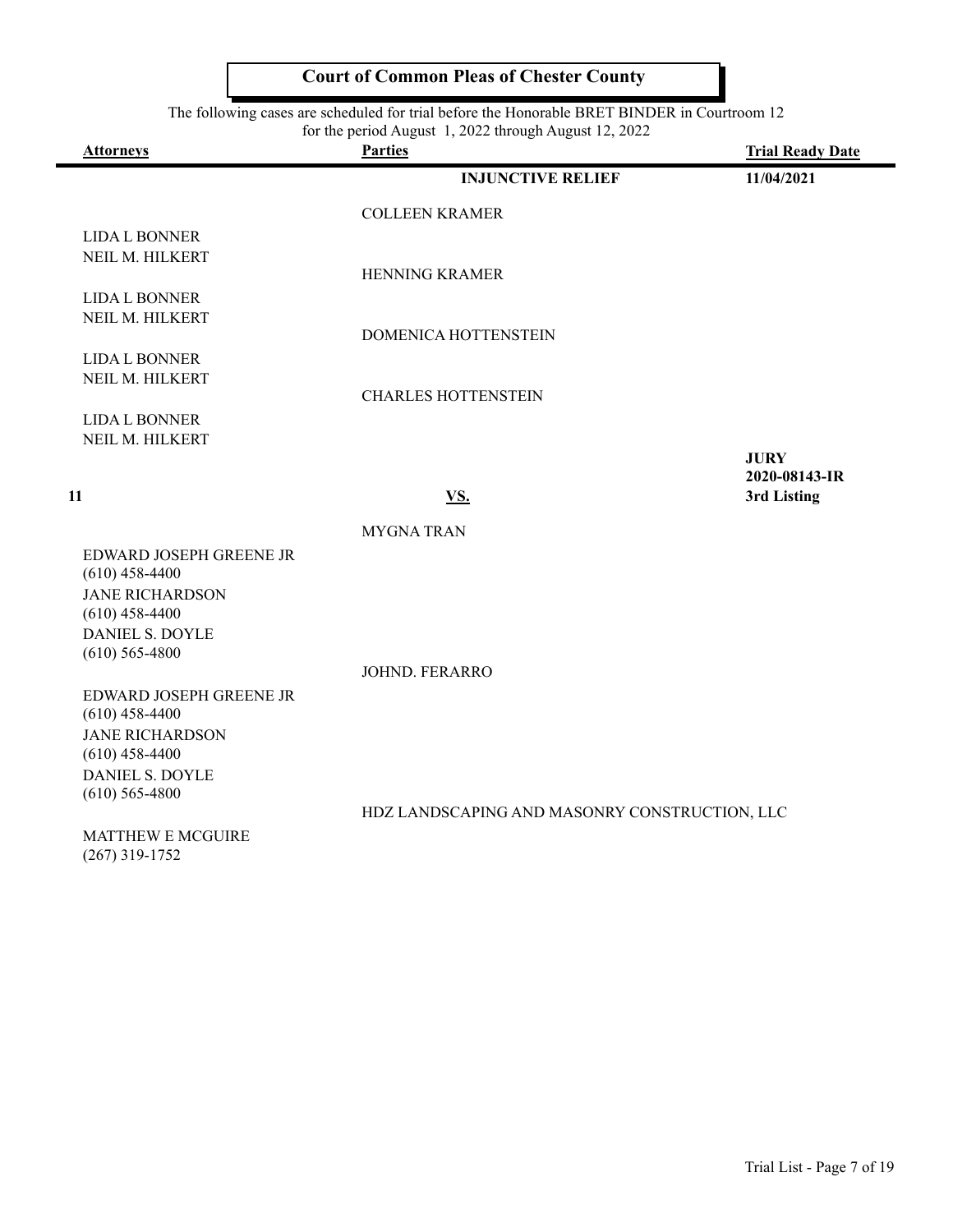# Court of Common Pleas of Chester County

The following cases are scheduled for trial before the Honorable BRET BINDER in Courtroom 12
for the period August 1, 2022 through August 12, 2022

| Attorneys | Parties | Trial Ready Date |
|---|---|---|
| | **INJUNCTIVE RELIEF** | **11/04/2021** |
| | COLLEEN KRAMER | |
| LIDA L BONNER<br>NEIL M. HILKERT | | |
| | HENNING KRAMER | |
| LIDA L BONNER<br>NEIL M. HILKERT | | |
| | DOMENICA HOTTENSTEIN | |
| LIDA L BONNER<br>NEIL M. HILKERT | | |
| | CHARLES HOTTENSTEIN | |
| LIDA L BONNER<br>NEIL M. HILKERT | | |
| **11** | **VS.** | **JURY**<br>**2020-08143-IR**<br>**3rd Listing** |
| | MYGNA TRAN | |
| EDWARD JOSEPH GREENE JR<br>(610) 458-4400<br>JANE RICHARDSON<br>(610) 458-4400<br>DANIEL S. DOYLE<br>(610) 565-4800 | | |
| | JOHND. FERARRO | |
| EDWARD JOSEPH GREENE JR<br>(610) 458-4400<br>JANE RICHARDSON<br>(610) 458-4400<br>DANIEL S. DOYLE<br>(610) 565-4800 | | |
| | HDZ LANDSCAPING AND MASONRY CONSTRUCTION, LLC | |
| MATTHEW E MCGUIRE<br>(267) 319-1752 | | |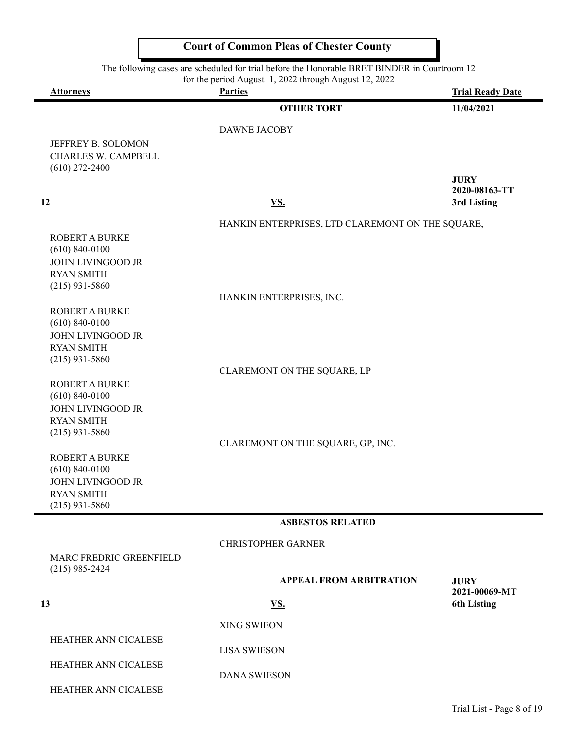# Court of Common Pleas of Chester County

The following cases are scheduled for trial before the Honorable BRET BINDER in Courtroom 12
for the period August 1, 2022 through August 12, 2022

| Attorneys | Parties | Trial Ready Date |
|---|---|---|
| | **OTHER TORT** | **11/04/2021** |
| | DAWNE JACOBY | |
| JEFFREY B. SOLOMON<br>CHARLES W. CAMPBELL<br>(610) 272-2400 | | **JURY**<br>**2020-08163-TT** |
| **12** | **VS.** | **3rd Listing** |
| | HANKIN ENTERPRISES, LTD CLAREMONT ON THE SQUARE, | |
| ROBERT A BURKE<br>(610) 840-0100<br>JOHN LIVINGOOD JR<br>RYAN SMITH<br>(215) 931-5860 | | |
| | HANKIN ENTERPRISES, INC. | |
| ROBERT A BURKE<br>(610) 840-0100<br>JOHN LIVINGOOD JR<br>RYAN SMITH<br>(215) 931-5860 | | |
| | CLAREMONT ON THE SQUARE, LP | |
| ROBERT A BURKE<br>(610) 840-0100<br>JOHN LIVINGOOD JR<br>RYAN SMITH<br>(215) 931-5860 | | |
| | CLAREMONT ON THE SQUARE, GP, INC. | |
| ROBERT A BURKE<br>(610) 840-0100<br>JOHN LIVINGOOD JR<br>RYAN SMITH<br>(215) 931-5860 | | |

| Attorneys | Parties | Trial Ready Date |
|---|---|---|
| | **ASBESTOS RELATED** | |
| | CHRISTOPHER GARNER | |
| MARC FREDRIC GREENFIELD<br>(215) 985-2424 | **APPEAL FROM ARBITRATION** | **JURY**<br>**2021-00069-MT** |
| **13** | **VS.** | **6th Listing** |
| | XING SWIEON | |
| HEATHER ANN CICALESE | | |
| | LISA SWIESON | |
| HEATHER ANN CICALESE | | |
| | DANA SWIESON | |
| HEATHER ANN CICALESE | | |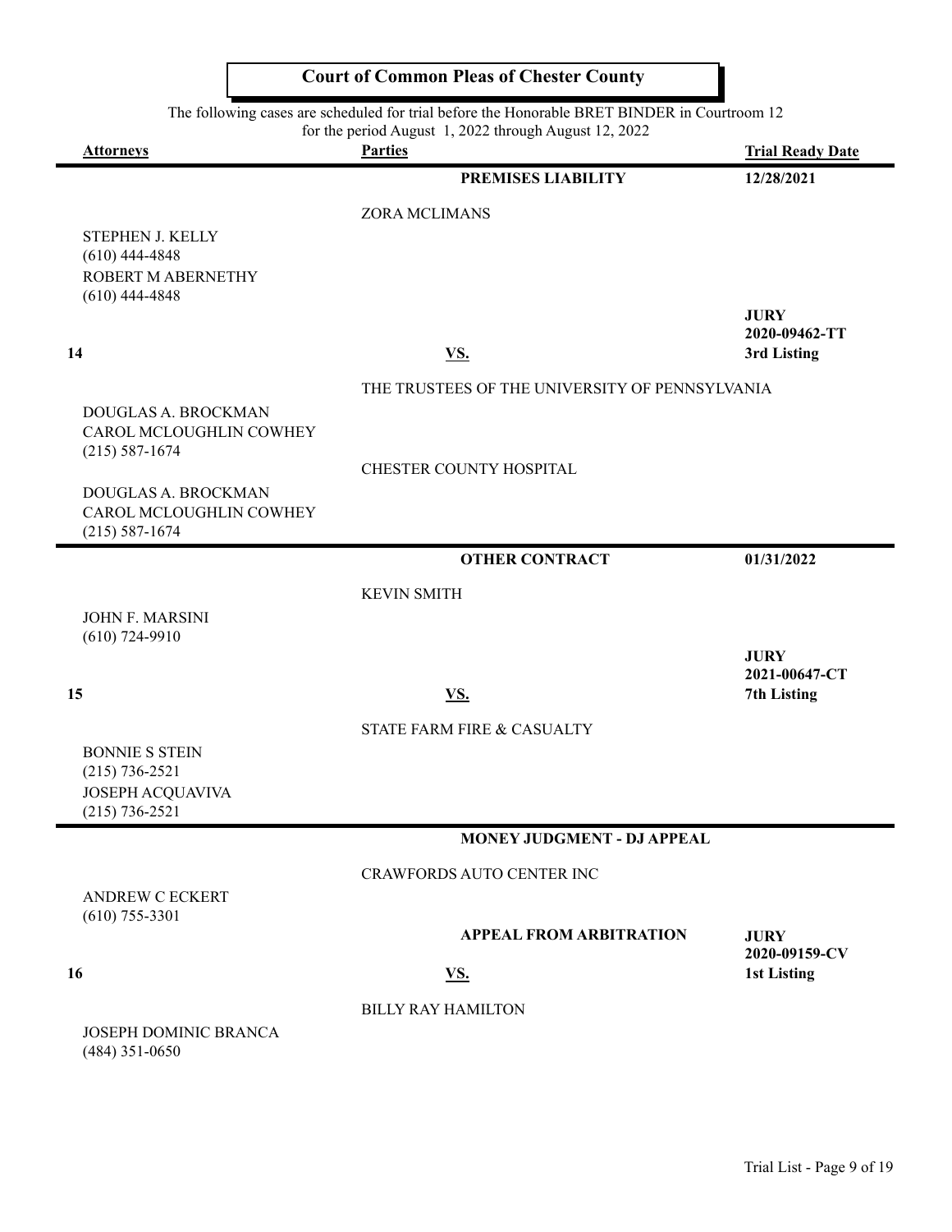# Court of Common Pleas of Chester County

The following cases are scheduled for trial before the Honorable BRET BINDER in Courtroom 12 for the period August 1, 2022 through August 12, 2022

| Attorneys | Parties | Trial Ready Date |
|---|---|---|
| | **PREMISES LIABILITY** | **12/28/2021** |
| | ZORA MCLIMANS | |
| STEPHEN J. KELLY<br>(610) 444-4848<br>ROBERT M ABERNETHY<br>(610) 444-4848 | | |
| **14** | **VS.** | **JURY**<br>**2020-09462-TT**<br>**3rd Listing** |
| | THE TRUSTEES OF THE UNIVERSITY OF PENNSYLVANIA | |
| DOUGLAS A. BROCKMAN<br>CAROL MCLOUGHLIN COWHEY<br>(215) 587-1674 | | |
| | CHESTER COUNTY HOSPITAL | |
| DOUGLAS A. BROCKMAN<br>CAROL MCLOUGHLIN COWHEY<br>(215) 587-1674 | | |
| | **OTHER CONTRACT** | **01/31/2022** |
| | KEVIN SMITH | |
| JOHN F. MARSINI<br>(610) 724-9910 | | |
| **15** | **VS.** | **JURY**<br>**2021-00647-CT**<br>**7th Listing** |
| | STATE FARM FIRE & CASUALTY | |
| BONNIE S STEIN<br>(215) 736-2521<br>JOSEPH ACQUAVIVA<br>(215) 736-2521 | | |
| | **MONEY JUDGMENT - DJ APPEAL** | |
| | CRAWFORDS AUTO CENTER INC | |
| ANDREW C ECKERT<br>(610) 755-3301 | | |
| | **APPEAL FROM ARBITRATION** | |
| **16** | **VS.** | **JURY**<br>**2020-09159-CV**<br>**1st Listing** |
| | BILLY RAY HAMILTON | |
| JOSEPH DOMINIC BRANCA<br>(484) 351-0650 | | |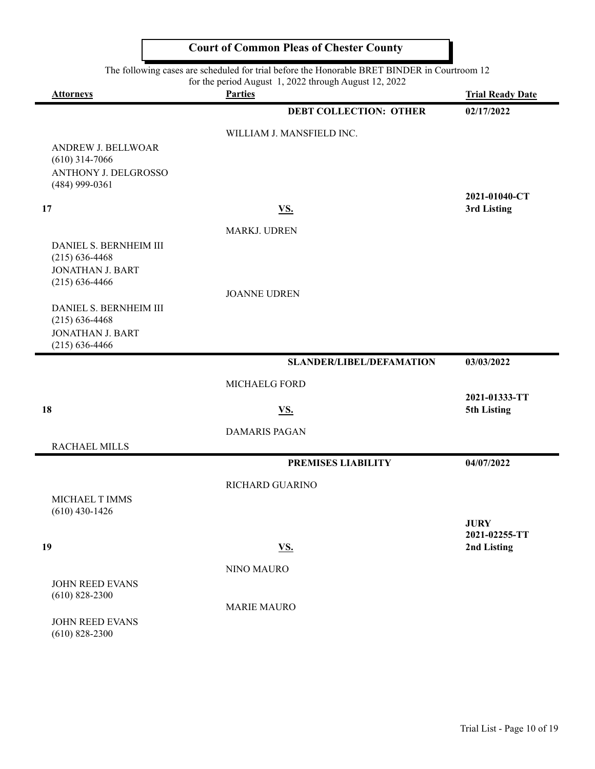# Court of Common Pleas of Chester County

The following cases are scheduled for trial before the Honorable BRET BINDER in Courtroom 12
for the period August 1, 2022 through August 12, 2022

| Attorneys | Parties | Trial Ready Date |
|---|---|---|
| | **DEBT COLLECTION: OTHER** | **02/17/2022** |
| | WILLIAM J. MANSFIELD INC. | |
| ANDREW J. BELLWOAR<br>(610) 314-7066<br>ANTHONY J. DELGROSSO<br>(484) 999-0361 | | |
| **17** | **VS.** | **2021-01040-CT**<br>**3rd Listing** |
| | MARKJ. UDREN | |
| DANIEL S. BERNHEIM III<br>(215) 636-4468<br>JONATHAN J. BART<br>(215) 636-4466 | | |
| | JOANNE UDREN | |
| DANIEL S. BERNHEIM III<br>(215) 636-4468<br>JONATHAN J. BART<br>(215) 636-4466 | | |
| | **SLANDER/LIBEL/DEFAMATION** | **03/03/2022** |
| | MICHAELG FORD | |
| **18** | **VS.** | **2021-01333-TT**<br>**5th Listing** |
| | DAMARIS PAGAN | |
| RACHAEL MILLS | | |
| | **PREMISES LIABILITY** | **04/07/2022** |
| | RICHARD GUARINO | |
| MICHAEL T IMMS<br>(610) 430-1426 | | |
| **19** | **VS.** | **JURY**<br>**2021-02255-TT**<br>**2nd Listing** |
| | NINO MAURO | |
| JOHN REED EVANS<br>(610) 828-2300 | | |
| | MARIE MAURO | |
| JOHN REED EVANS<br>(610) 828-2300 | | |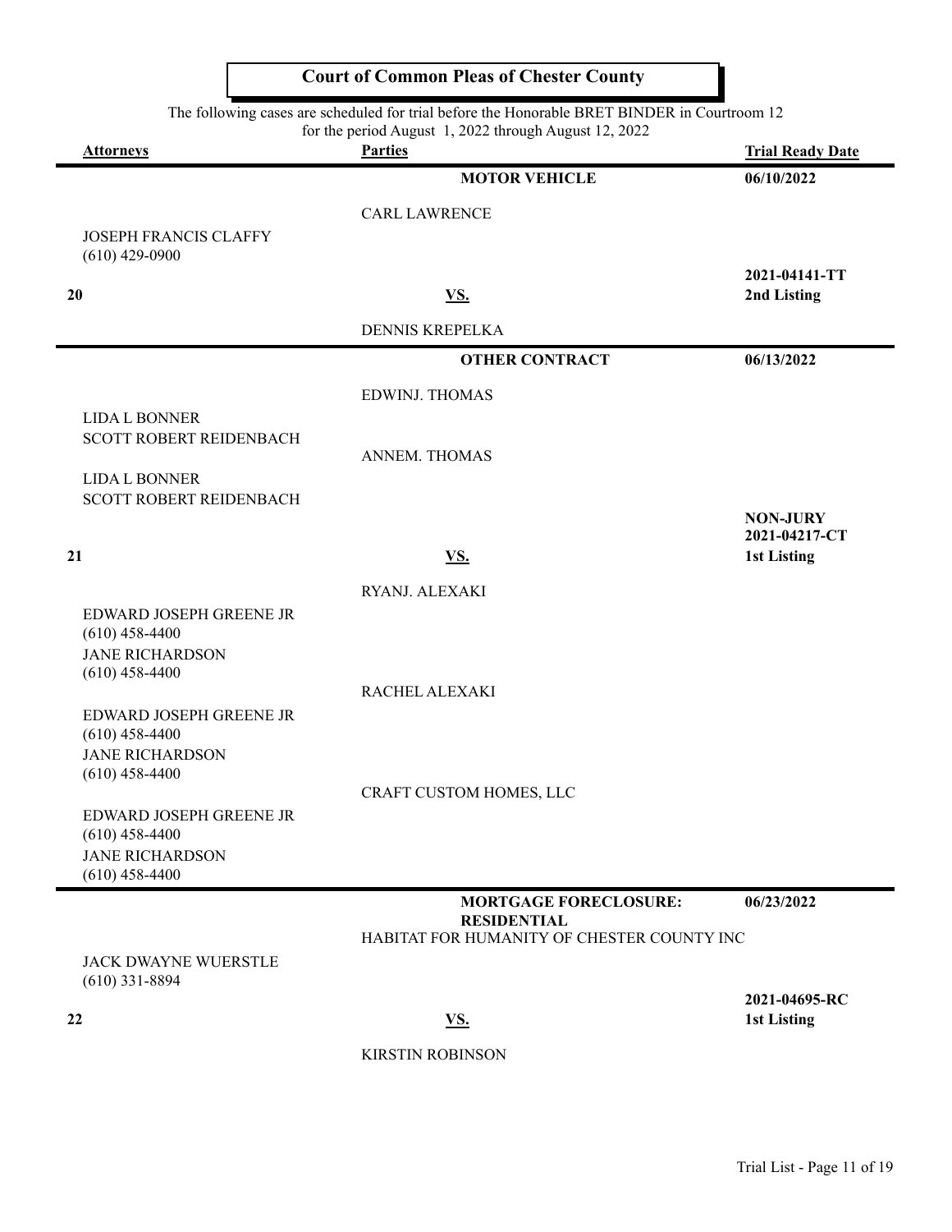# Court of Common Pleas of Chester County

The following cases are scheduled for trial before the Honorable BRET BINDER in Courtroom 12 for the period August 1, 2022 through August 12, 2022

| Attorneys | Parties | Trial Ready Date |
|---|---|---|
| | **MOTOR VEHICLE** | **06/10/2022** |
| | CARL LAWRENCE | |
| JOSEPH FRANCIS CLAFFY (610) 429-0900 | | **2021-04141-TT** |
| **20** | **VS.** | **2nd Listing** |
| | DENNIS KREPELKA | |
| | **OTHER CONTRACT** | **06/13/2022** |
| | EDWINJ. THOMAS | |
| LIDA L BONNER<br>SCOTT ROBERT REIDENBACH | | |
| | ANNEM. THOMAS | |
| LIDA L BONNER<br>SCOTT ROBERT REIDENBACH | | **NON-JURY**<br>**2021-04217-CT** |
| **21** | **VS.** | **1st Listing** |
| | RYANJ. ALEXAKI | |
| EDWARD JOSEPH GREENE JR (610) 458-4400<br>JANE RICHARDSON (610) 458-4400 | | |
| | RACHEL ALEXAKI | |
| EDWARD JOSEPH GREENE JR (610) 458-4400<br>JANE RICHARDSON (610) 458-4400 | | |
| | CRAFT CUSTOM HOMES, LLC | |
| EDWARD JOSEPH GREENE JR (610) 458-4400<br>JANE RICHARDSON (610) 458-4400 | | |
| | **MORTGAGE FORECLOSURE: RESIDENTIAL** | **06/23/2022** |
| | HABITAT FOR HUMANITY OF CHESTER COUNTY INC | |
| JACK DWAYNE WUERSTLE (610) 331-8894 | | **2021-04695-RC** |
| **22** | **VS.** | **1st Listing** |
| | KIRSTIN ROBINSON | |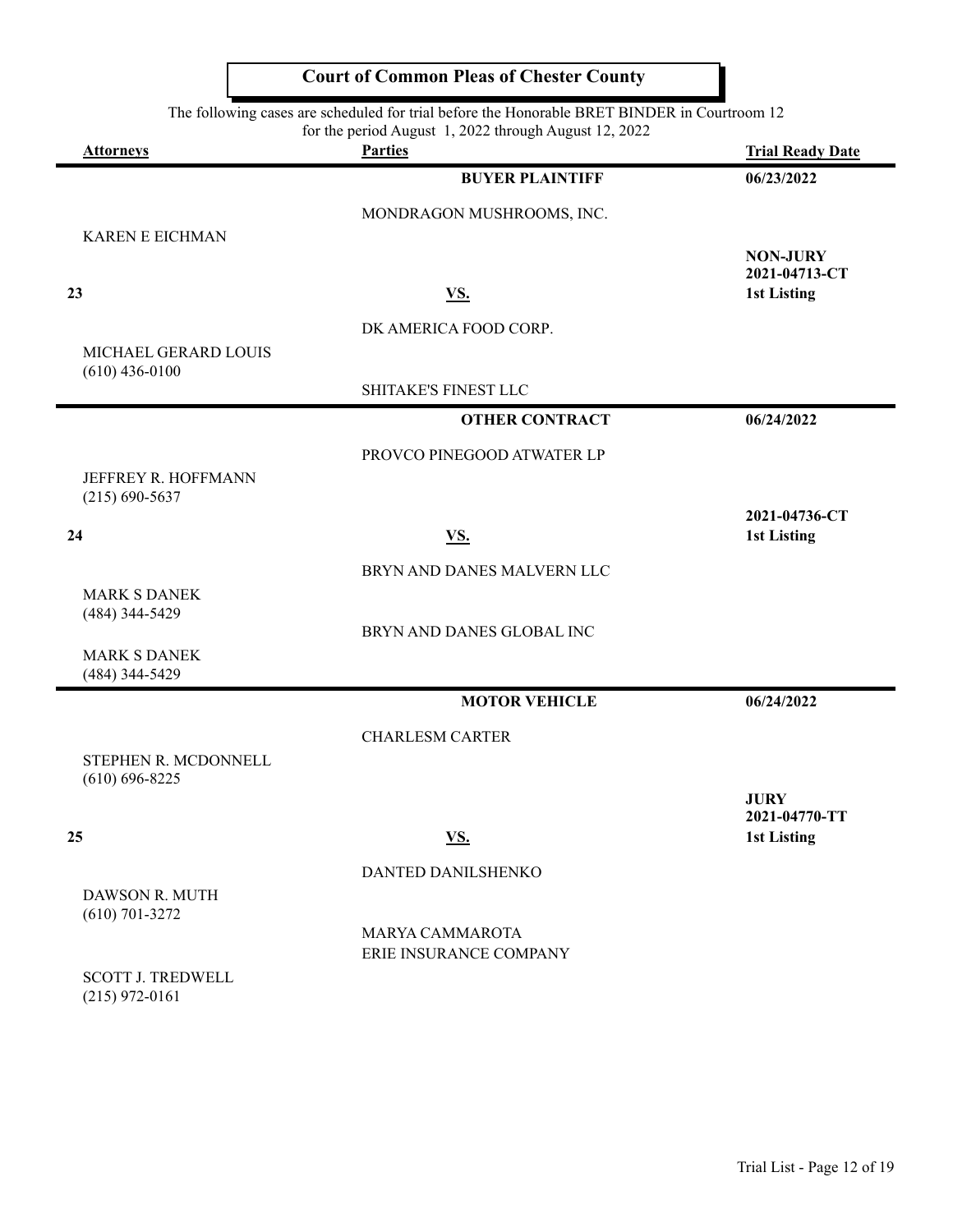# Court of Common Pleas of Chester County

The following cases are scheduled for trial before the Honorable BRET BINDER in Courtroom 12
for the period August 1, 2022 through August 12, 2022

| Attorneys | Parties | Trial Ready Date |
|---|---|---|
| | **BUYER PLAINTIFF** | **06/23/2022** |
| | MONDRAGON MUSHROOMS, INC. | |
| KAREN E EICHMAN | | **NON-JURY** |
| | | **2021-04713-CT** |
| **23** | **VS.** | **1st Listing** |
| | DK AMERICA FOOD CORP. | |
| MICHAEL GERARD LOUIS (610) 436-0100 | | |
| | SHITAKE'S FINEST LLC | |
| | **OTHER CONTRACT** | **06/24/2022** |
| | PROVCO PINEGOOD ATWATER LP | |
| JEFFREY R. HOFFMANN (215) 690-5637 | | |
| | | **2021-04736-CT** |
| **24** | **VS.** | **1st Listing** |
| | BRYN AND DANES MALVERN LLC | |
| MARK S DANEK (484) 344-5429 | | |
| | BRYN AND DANES GLOBAL INC | |
| MARK S DANEK (484) 344-5429 | | |
| | **MOTOR VEHICLE** | **06/24/2022** |
| | CHARLESM CARTER | |
| STEPHEN R. MCDONNELL (610) 696-8225 | | |
| | | **JURY** |
| | | **2021-04770-TT** |
| **25** | **VS.** | **1st Listing** |
| | DANTED DANILSHENKO | |
| DAWSON R. MUTH (610) 701-3272 | | |
| | MARYA CAMMAROTA | |
| | ERIE INSURANCE COMPANY | |
| SCOTT J. TREDWELL (215) 972-0161 | | |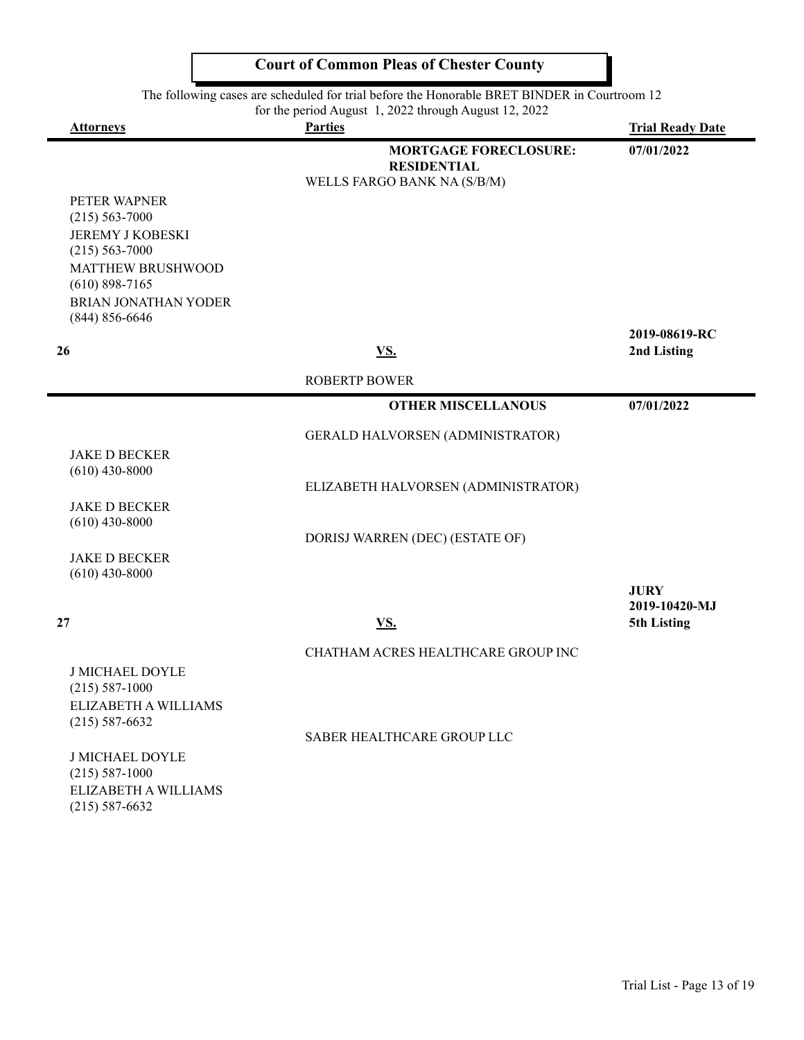# Court of Common Pleas of Chester County

The following cases are scheduled for trial before the Honorable BRET BINDER in Courtroom 12 for the period August 1, 2022 through August 12, 2022

| Attorneys | Parties | Trial Ready Date |
|---|---|---|
| | **MORTGAGE FORECLOSURE: RESIDENTIAL** | **07/01/2022** |
| | WELLS FARGO BANK NA (S/B/M) | |
| PETER WAPNER (215) 563-7000<br>JEREMY J KOBESKI (215) 563-7000<br>MATTHEW BRUSHWOOD (610) 898-7165<br>BRIAN JONATHAN YODER (844) 856-6646 | | |
| **26** | **VS.** | **2019-08619-RC**<br>**2nd Listing** |
| | ROBERTP BOWER | |
| | **OTHER MISCELLANOUS** | **07/01/2022** |
| | GERALD HALVORSEN (ADMINISTRATOR) | |
| JAKE D BECKER (610) 430-8000 | | |
| | ELIZABETH HALVORSEN (ADMINISTRATOR) | |
| JAKE D BECKER (610) 430-8000 | | |
| | DORISJ WARREN (DEC) (ESTATE OF) | |
| JAKE D BECKER (610) 430-8000 | | |
| **27** | **VS.** | **JURY**<br>**2019-10420-MJ**<br>**5th Listing** |
| | CHATHAM ACRES HEALTHCARE GROUP INC | |
| J MICHAEL DOYLE (215) 587-1000<br>ELIZABETH A WILLIAMS (215) 587-6632 | | |
| | SABER HEALTHCARE GROUP LLC | |
| J MICHAEL DOYLE (215) 587-1000<br>ELIZABETH A WILLIAMS (215) 587-6632 | | |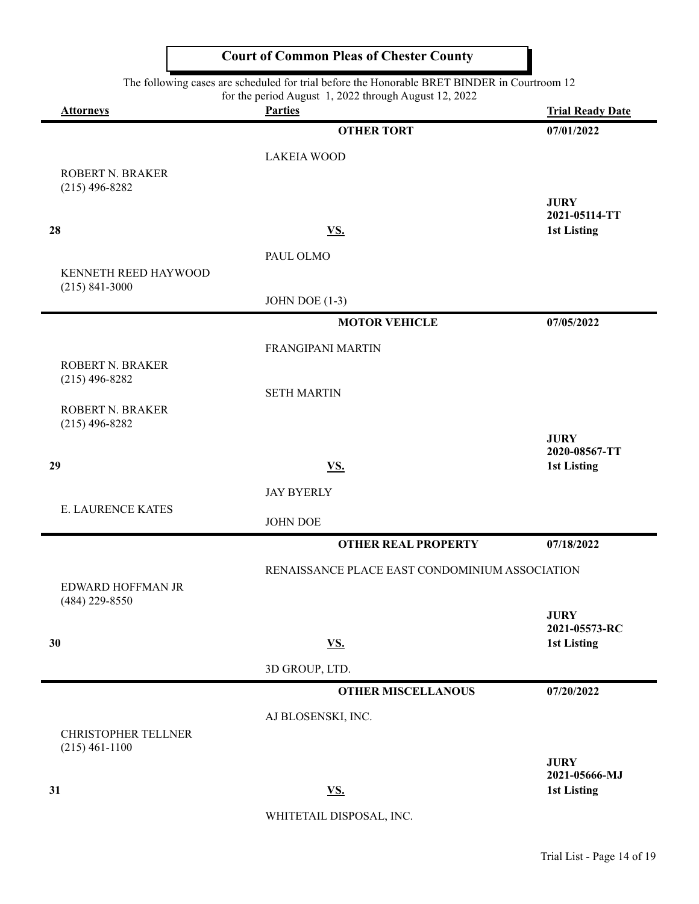# Court of Common Pleas of Chester County

The following cases are scheduled for trial before the Honorable BRET BINDER in Courtroom 12 for the period August 1, 2022 through August 12, 2022

| Attorneys | Parties | Trial Ready Date |
|---|---|---|
| | **OTHER TORT** | **07/01/2022** |
| | LAKEIA WOOD | |
| ROBERT N. BRAKER (215) 496-8282 | | **JURY** **2021-05114-TT** |
| **28** | **VS.** | **1st Listing** |
| | PAUL OLMO | |
| KENNETH REED HAYWOOD (215) 841-3000 | | |
| | JOHN DOE (1-3) | |
| | **MOTOR VEHICLE** | **07/05/2022** |
| | FRANGIPANI MARTIN | |
| ROBERT N. BRAKER (215) 496-8282 | | |
| | SETH MARTIN | |
| ROBERT N. BRAKER (215) 496-8282 | | **JURY** **2020-08567-TT** |
| **29** | **VS.** | **1st Listing** |
| | JAY BYERLY | |
| E. LAURENCE KATES | | |
| | JOHN DOE | |
| | **OTHER REAL PROPERTY** | **07/18/2022** |
| | RENAISSANCE PLACE EAST CONDOMINIUM ASSOCIATION | |
| EDWARD HOFFMAN JR (484) 229-8550 | | **JURY** **2021-05573-RC** |
| **30** | **VS.** | **1st Listing** |
| | 3D GROUP, LTD. | |
| | **OTHER MISCELLANOUS** | **07/20/2022** |
| | AJ BLOSENSKI, INC. | |
| CHRISTOPHER TELLNER (215) 461-1100 | | **JURY** **2021-05666-MJ** |
| **31** | **VS.** | **1st Listing** |
| | WHITETAIL DISPOSAL, INC. | |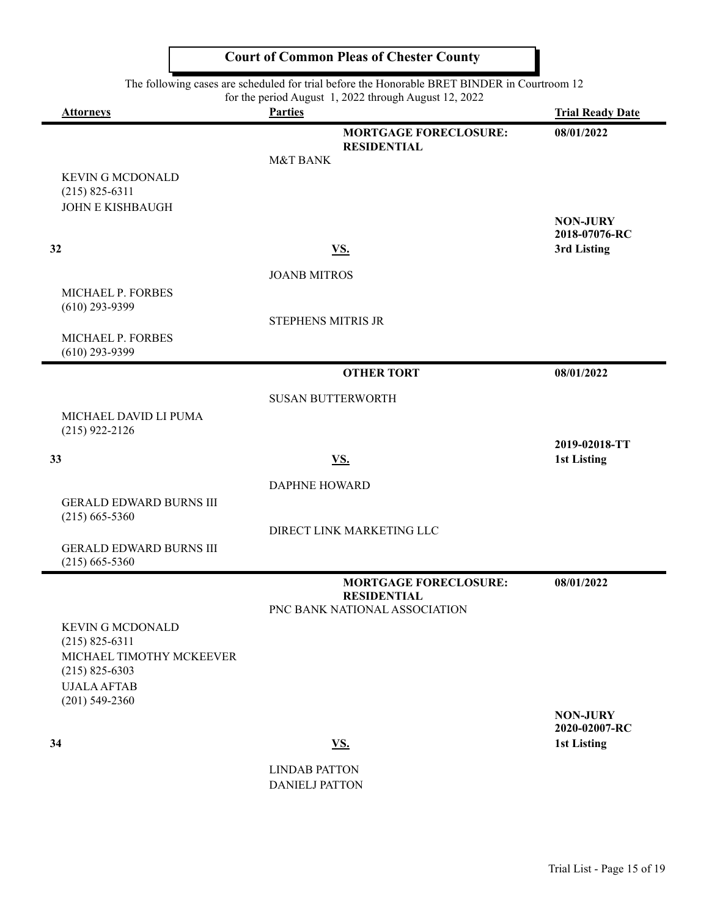# Court of Common Pleas of Chester County

The following cases are scheduled for trial before the Honorable BRET BINDER in Courtroom 12 for the period August 1, 2022 through August 12, 2022

| Attorneys | Parties | Trial Ready Date |
|---|---|---|
| | **MORTGAGE FORECLOSURE: RESIDENTIAL** | **08/01/2022** |
| | M&T BANK | |
| KEVIN G MCDONALD (215) 825-6311 JOHN E KISHBAUGH | | **NON-JURY 2018-07076-RC** |
| **32** | **VS.** | **3rd Listing** |
| | JOANB MITROS | |
| MICHAEL P. FORBES (610) 293-9399 | STEPHENS MITRIS JR | |
| MICHAEL P. FORBES (610) 293-9399 | | |
| | **OTHER TORT** | **08/01/2022** |
| | SUSAN BUTTERWORTH | |
| MICHAEL DAVID LI PUMA (215) 922-2126 | | **2019-02018-TT** |
| **33** | **VS.** | **1st Listing** |
| | DAPHNE HOWARD | |
| GERALD EDWARD BURNS III (215) 665-5360 | DIRECT LINK MARKETING LLC | |
| GERALD EDWARD BURNS III (215) 665-5360 | | |
| | **MORTGAGE FORECLOSURE: RESIDENTIAL** | **08/01/2022** |
| | PNC BANK NATIONAL ASSOCIATION | |
| KEVIN G MCDONALD (215) 825-6311 MICHAEL TIMOTHY MCKEEVER (215) 825-6303 UJALA AFTAB (201) 549-2360 | | **NON-JURY 2020-02007-RC** |
| **34** | **VS.** | **1st Listing** |
| | LINDAB PATTON DANIELJ PATTON | |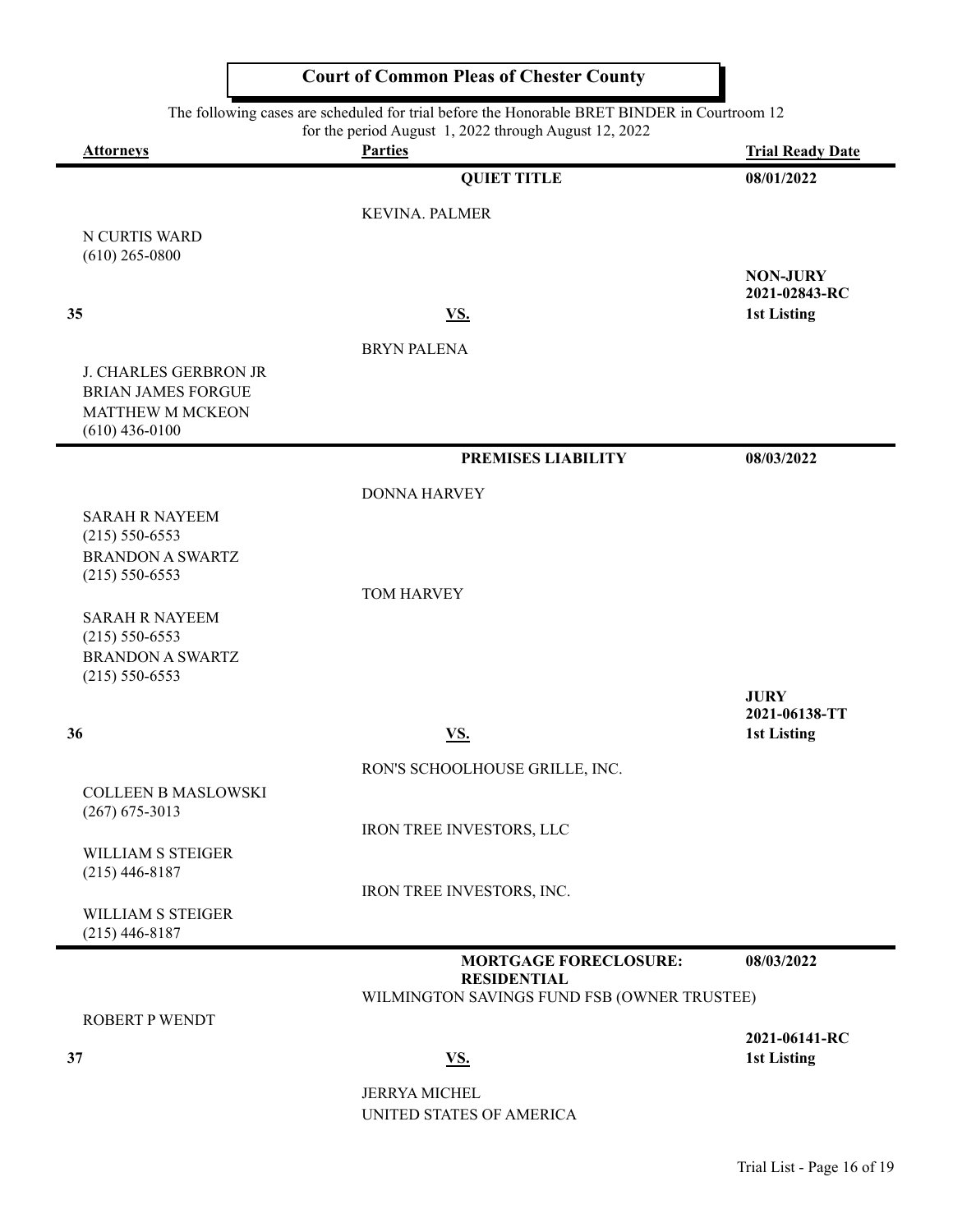## Court of Common Pleas of Chester County

The following cases are scheduled for trial before the Honorable BRET BINDER in Courtroom 12 for the period August 1, 2022 through August 12, 2022

| Attorneys | Parties | Trial Ready Date |
|---|---|---|
| | **QUIET TITLE** | **08/01/2022** |
| | KEVINA. PALMER | |
| N CURTIS WARD<br>(610) 265-0800 | | |
| **35** | **VS.** | **NON-JURY**<br>**2021-02843-RC**<br>**1st Listing** |
| | BRYN PALENA | |
| J. CHARLES GERBRON JR<br>BRIAN JAMES FORGUE<br>MATTHEW M MCKEON<br>(610) 436-0100 | | |
| | **PREMISES LIABILITY** | **08/03/2022** |
| | DONNA HARVEY | |
| SARAH R NAYEEM<br>(215) 550-6553<br>BRANDON A SWARTZ<br>(215) 550-6553 | | |
| | TOM HARVEY | |
| SARAH R NAYEEM<br>(215) 550-6553<br>BRANDON A SWARTZ<br>(215) 550-6553 | | |
| **36** | **VS.** | **JURY**<br>**2021-06138-TT**<br>**1st Listing** |
| | RON'S SCHOOLHOUSE GRILLE, INC. | |
| COLLEEN B MASLOWSKI<br>(267) 675-3013 | | |
| | IRON TREE INVESTORS, LLC | |
| WILLIAM S STEIGER<br>(215) 446-8187 | | |
| | IRON TREE INVESTORS, INC. | |
| WILLIAM S STEIGER<br>(215) 446-8187 | | |
| | **MORTGAGE FORECLOSURE: RESIDENTIAL** | **08/03/2022** |
| | WILMINGTON SAVINGS FUND FSB (OWNER TRUSTEE) | |
| ROBERT P WENDT | | |
| **37** | **VS.** | **2021-06141-RC**<br>**1st Listing** |
| | JERRYA MICHEL<br>UNITED STATES OF AMERICA | |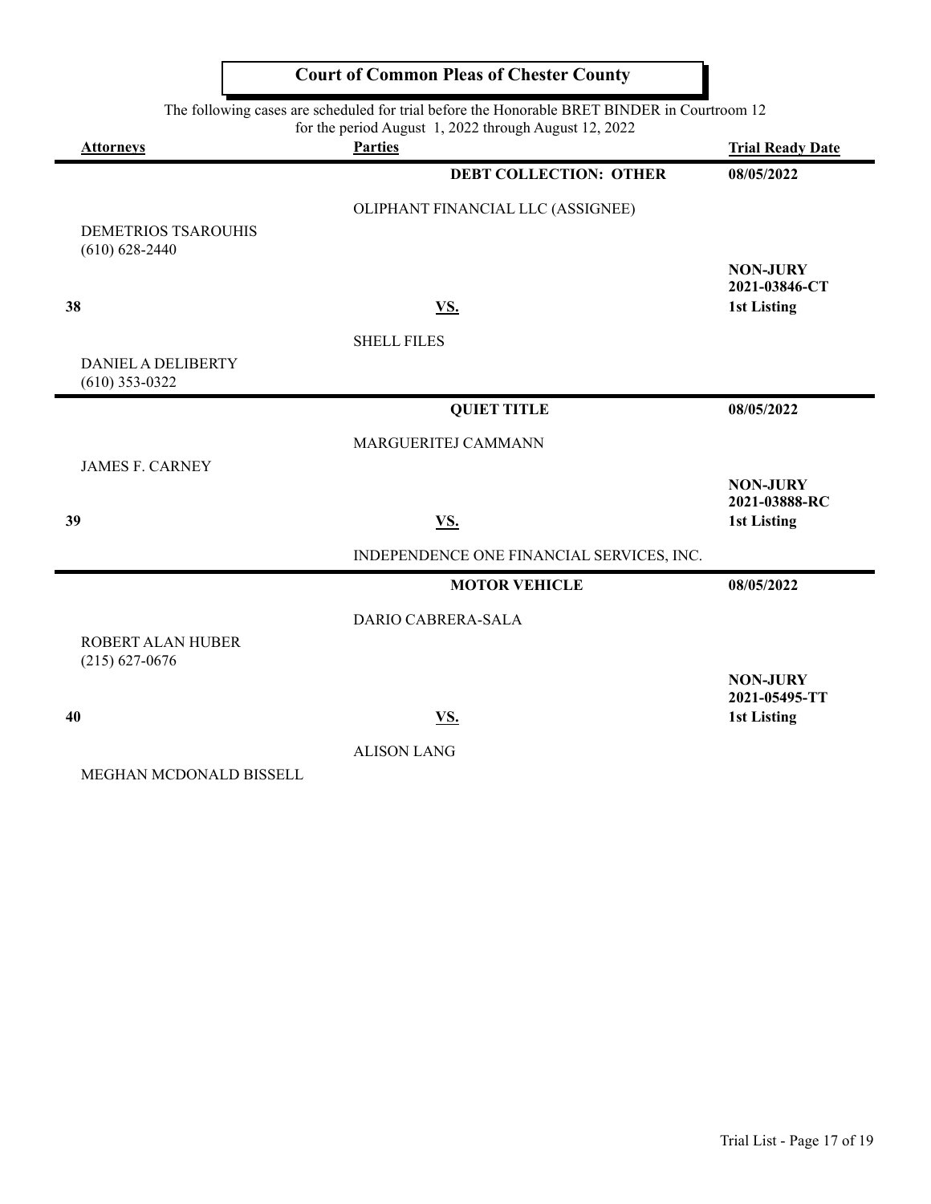# Court of Common Pleas of Chester County

The following cases are scheduled for trial before the Honorable BRET BINDER in Courtroom 12
for the period August 1, 2022 through August 12, 2022

| Attorneys | Parties | Trial Ready Date |
|---|---|---|
| | **DEBT COLLECTION: OTHER** | **08/05/2022** |
| | OLIPHANT FINANCIAL LLC (ASSIGNEE) | |
| DEMETRIOS TSAROUHIS (610) 628-2440 | | **NON-JURY** **2021-03846-CT** |
| **38** | **VS.** | **1st Listing** |
| | SHELL FILES | |
| DANIEL A DELIBERTY (610) 353-0322 | | |
| | **QUIET TITLE** | **08/05/2022** |
| | MARGUERITEJ CAMMANN | |
| JAMES F. CARNEY | | **NON-JURY** **2021-03888-RC** |
| **39** | **VS.** | **1st Listing** |
| | INDEPENDENCE ONE FINANCIAL SERVICES, INC. | |
| | **MOTOR VEHICLE** | **08/05/2022** |
| | DARIO CABRERA-SALA | |
| ROBERT ALAN HUBER (215) 627-0676 | | **NON-JURY** **2021-05495-TT** |
| **40** | **VS.** | **1st Listing** |
| | ALISON LANG | |
| MEGHAN MCDONALD BISSELL | | |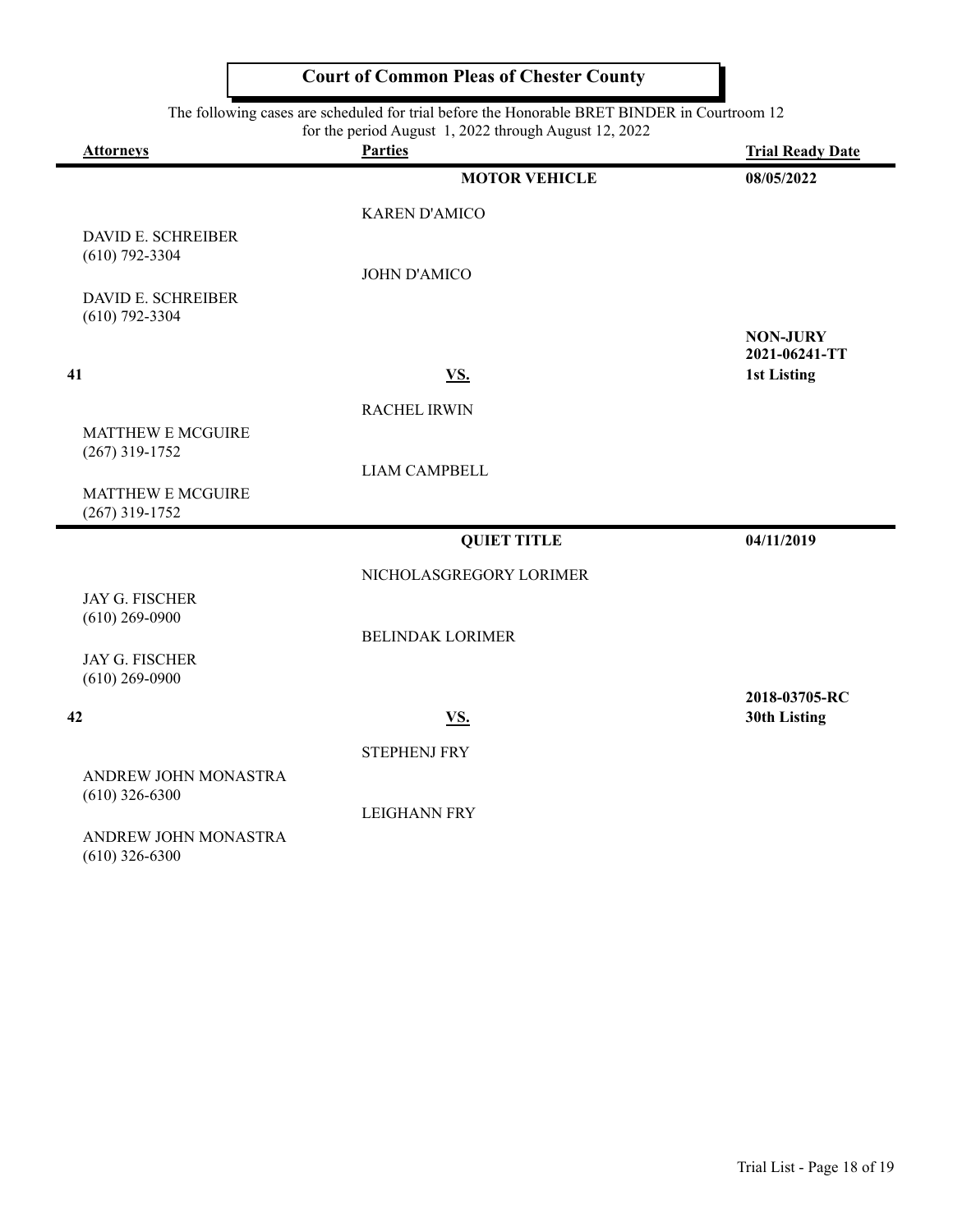# Court of Common Pleas of Chester County

The following cases are scheduled for trial before the Honorable BRET BINDER in Courtroom 12
for the period August 1, 2022 through August 12, 2022

| Attorneys | Parties | Trial Ready Date |
|---|---|---|
| | **MOTOR VEHICLE** | **08/05/2022** |
| | KAREN D'AMICO | |
| DAVID E. SCHREIBER (610) 792-3304 | | |
| | JOHN D'AMICO | |
| DAVID E. SCHREIBER (610) 792-3304 | | |
| | | **NON-JURY** |
| | | **2021-06241-TT** |
| **41** | **VS.** | **1st Listing** |
| | RACHEL IRWIN | |
| MATTHEW E MCGUIRE (267) 319-1752 | | |
| | LIAM CAMPBELL | |
| MATTHEW E MCGUIRE (267) 319-1752 | | |
| | **QUIET TITLE** | **04/11/2019** |
| | NICHOLASGREGORY LORIMER | |
| JAY G. FISCHER (610) 269-0900 | | |
| | BELINDAK LORIMER | |
| JAY G. FISCHER (610) 269-0900 | | |
| | | **2018-03705-RC** |
| **42** | **VS.** | **30th Listing** |
| | STEPHENJ FRY | |
| ANDREW JOHN MONASTRA (610) 326-6300 | | |
| | LEIGHANN FRY | |
| ANDREW JOHN MONASTRA (610) 326-6300 | | |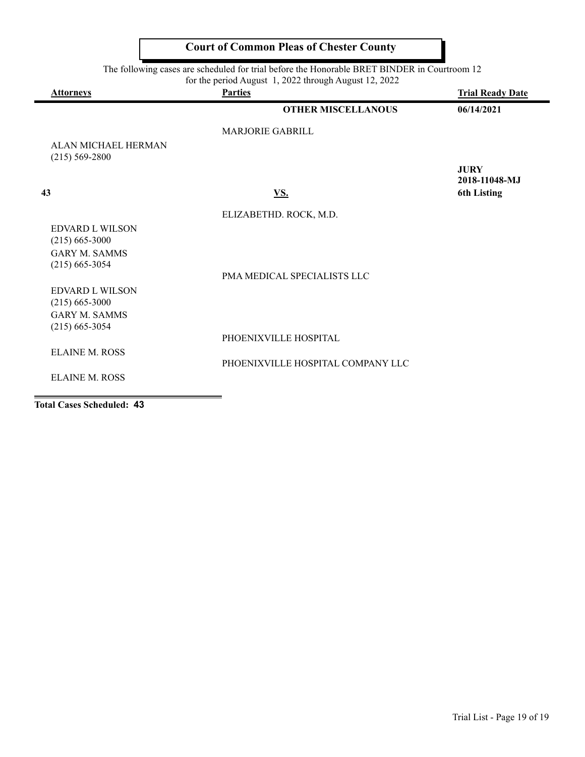# Court of Common Pleas of Chester County

The following cases are scheduled for trial before the Honorable BRET BINDER in Courtroom 12
for the period August 1, 2022 through August 12, 2022

| Attorneys | Parties | Trial Ready Date |
|---|---|---|
| | **OTHER MISCELLANOUS** | **06/14/2021** |
| | MARJORIE GABRILL | |
| ALAN MICHAEL HERMAN (215) 569-2800 | | |
| | | **JURY** |
| | | **2018-11048-MJ** |
| **43** | **VS.** | **6th Listing** |
| | ELIZABETHD. ROCK, M.D. | |
| EDVARD L WILSON (215) 665-3000 | | |
| GARY M. SAMMS (215) 665-3054 | | |
| | PMA MEDICAL SPECIALISTS LLC | |
| EDVARD L WILSON (215) 665-3000 | | |
| GARY M. SAMMS (215) 665-3054 | | |
| | PHOENIXVILLE HOSPITAL | |
| ELAINE M. ROSS | | |
| | PHOENIXVILLE HOSPITAL COMPANY LLC | |
| ELAINE M. ROSS | | |

**Total Cases Scheduled: 43**